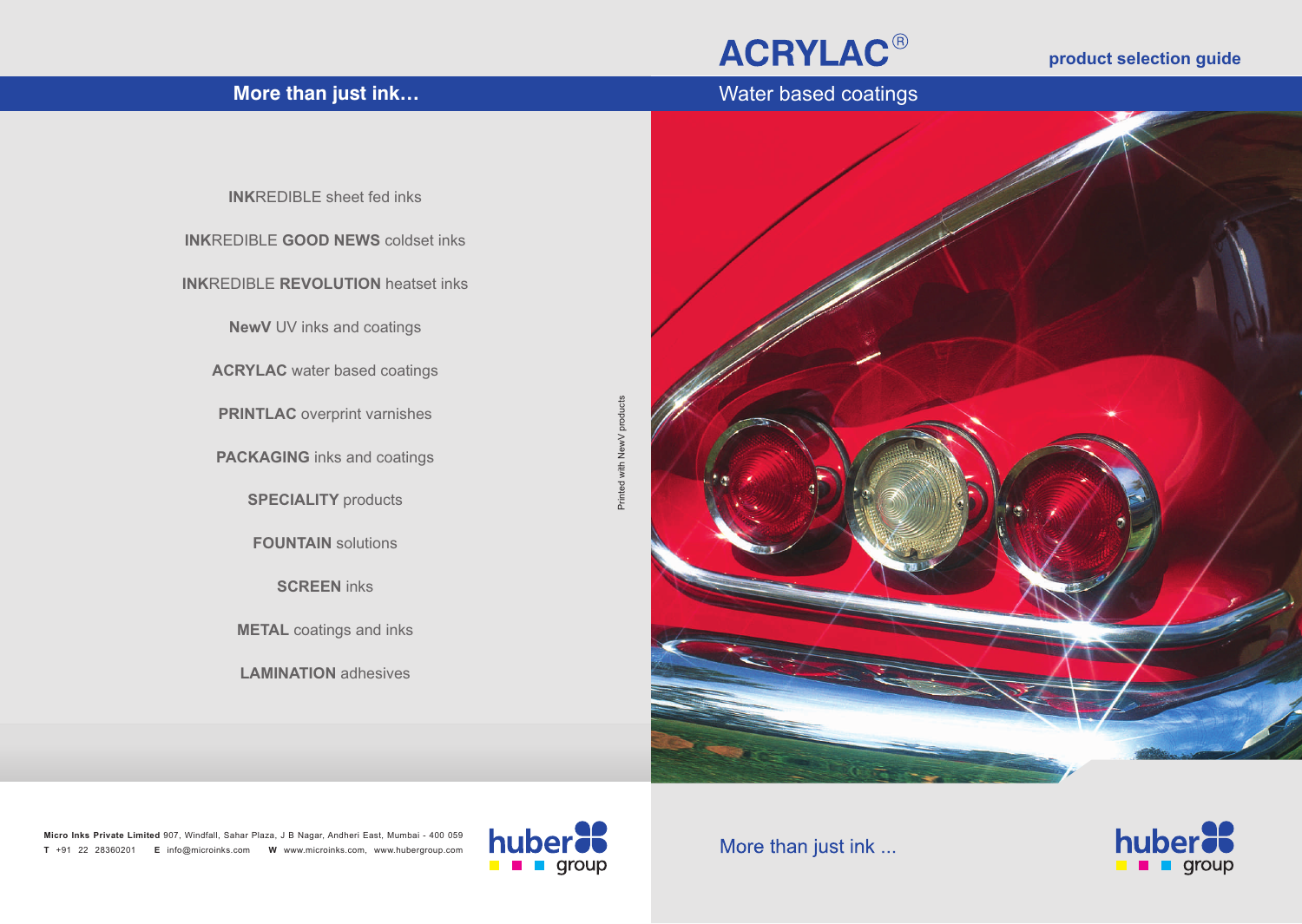# ACRYLAC®

**product selection guide**

## Water based coatings

## More than just ink…

**INK**REDIBLE sheet fed inks

**INK**REDIBLE **GOOD NEWS** coldset inks

**INK**REDIBLE **REVOLUTION** heatset inks

**NewV** UV inks and coatings

**ACRYLAC** water based coatings

**PRINTLAC** overprint varnishes

**PACKAGING** inks and coatings

**SPECIALITY** products

**FOUNTAIN** solutions

**SCREEN** inks

**METAL** coatings and inks

**LAMINATION** adhesives

Printed with NewV products

**Micro Inks Private Limited** 907, Windfall, Sahar Plaza, J B Nagar, Andheri East, Mumbai - 400 059
**T** +91 22 28360201 **E** info@microinks.com **W** www.microinks.com, www.hubergroup.com

hubergroup

More than just ink ...

hubergroup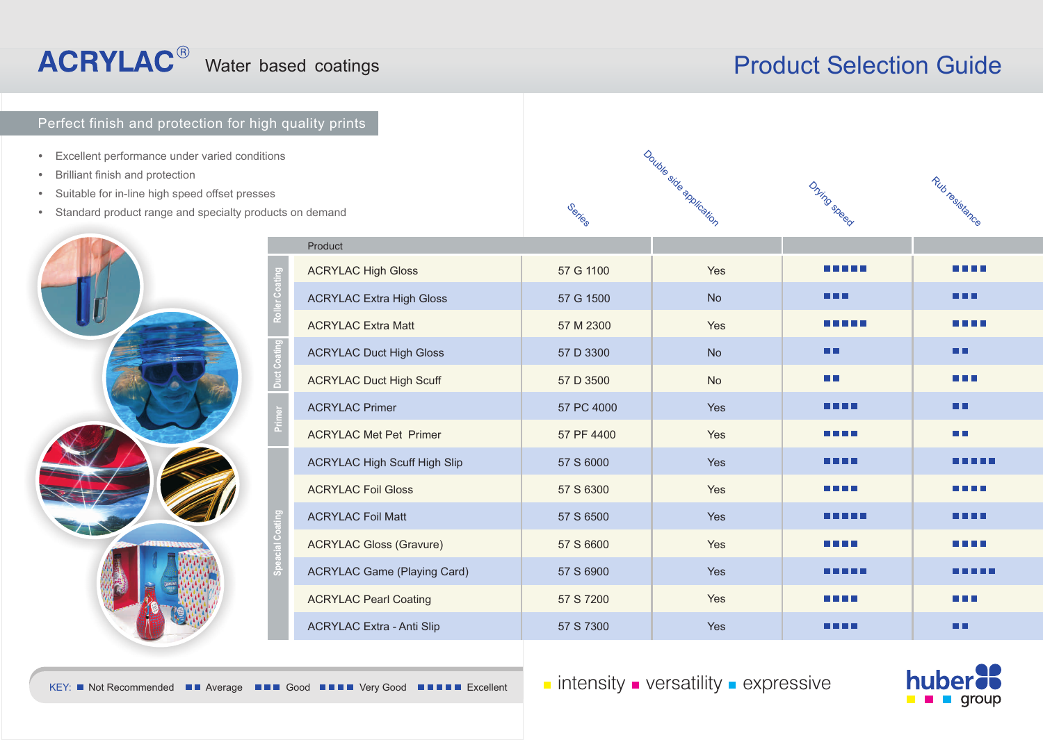# ACRYLAC® Water based coatings

# Product Selection Guide

## Perfect finish and protection for high quality prints

- Excellent performance under varied conditions
- Brilliant finish and protection
- Suitable for in-line high speed offset presses
- Standard product range and specialty products on demand

| | Product | Series | Double side application | Drying speed | Rub resistance |
|---|---|---|---|---|---|
| Roller Coating | ACRYLAC High Gloss | 57 G 1100 | Yes | ■■■■■ | ■■■■ |
| | ACRYLAC Extra High Gloss | 57 G 1500 | No | ■■■ | ■■■ |
| | ACRYLAC Extra Matt | 57 M 2300 | Yes | ■■■■■ | ■■■■ |
| Duct Coating | ACRYLAC Duct High Gloss | 57 D 3300 | No | ■■ | ■■ |
| | ACRYLAC Duct High Scuff | 57 D 3500 | No | ■■ | ■■■ |
| Primer | ACRYLAC Primer | 57 PC 4000 | Yes | ■■■■ | ■■ |
| | ACRYLAC Met Pet Primer | 57 PF 4400 | Yes | ■■■■ | ■■ |
| Special Coating | ACRYLAC High Scuff High Slip | 57 S 6000 | Yes | ■■■■ | ■■■■■ |
| | ACRYLAC Foil Gloss | 57 S 6300 | Yes | ■■■■ | ■■■■ |
| | ACRYLAC Foil Matt | 57 S 6500 | Yes | ■■■■■ | ■■■■ |
| | ACRYLAC Gloss (Gravure) | 57 S 6600 | Yes | ■■■■ | ■■■■ |
| | ACRYLAC Game (Playing Card) | 57 S 6900 | Yes | ■■■■■ | ■■■■■ |
| | ACRYLAC Pearl Coating | 57 S 7200 | Yes | ■■■■ | ■■■ |
| | ACRYLAC Extra - Anti Slip | 57 S 7300 | Yes | ■■■■ | ■■ |

KEY: ■ Not Recommended ■■ Average ■■■ Good ■■■■ Very Good ■■■■■ Excellent

■ intensity ■ versatility ■ expressive

huber group